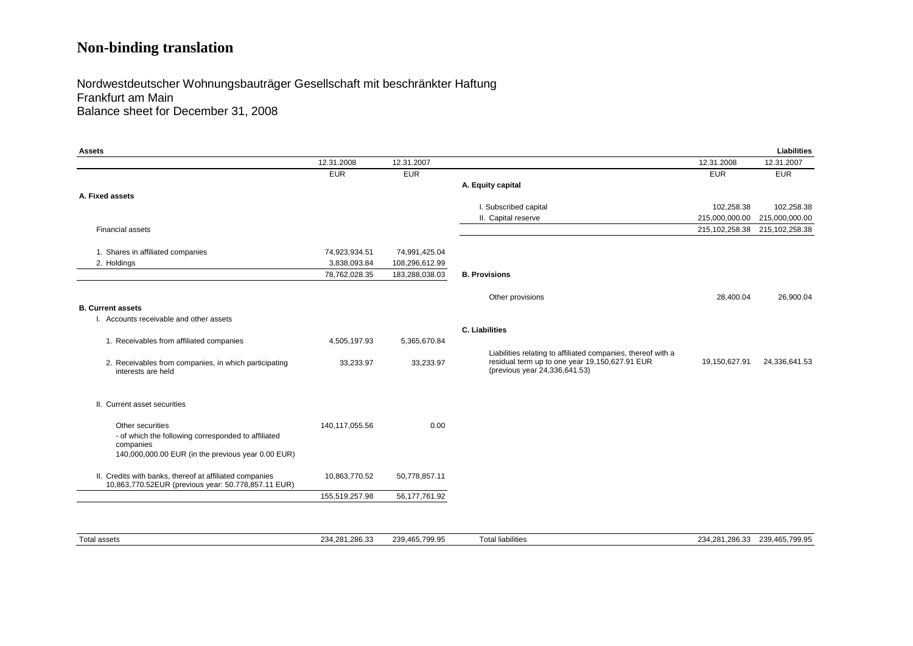# Non-binding translation

Nordwestdeutscher Wohnungsbauträger Gesellschaft mit beschränkter Haftung
Frankfurt am Main
Balance sheet for December 31, 2008

**Assets**

| | 12.31.2008 | 12.31.2007 |
|---|---|---|
| | EUR | EUR |
| **A. Fixed assets** | | |
| Financial assets | | |
| 1. Shares in affiliated companies | 74,923,934.51 | 74,991,425.04 |
| 2. Holdings | 3,838,093.84 | 108,296,612.99 |
| | 78,762,028.35 | 183,288,038.03 |
| **B. Current assets** | | |
| I. Accounts receivable and other assets | | |
| 1. Receivables from affiliated companies | 4,505,197.93 | 5,365,670.84 |
| 2. Receivables from companies, in which participating interests are held | 33,233.97 | 33,233.97 |
| II. Current asset securities | | |
| Other securities - of which the following corresponded to affiliated companies 140,000,000.00 EUR (in the previous year 0.00 EUR) | 140,117,055.56 | 0.00 |
| II. Credits with banks, thereof at affiliated companies 10,863,770.52EUR (previous year: 50.778,857.11 EUR) | 10,863,770.52 | 50,778,857.11 |
| | 155,519,257.98 | 56,177,761.92 |
| Total assets | 234,281,286.33 | 239,465,799.95 |

**Liabilities**

| | 12.31.2008 | 12.31.2007 |
|---|---|---|
| | EUR | EUR |
| **A. Equity capital** | | |
| I. Subscribed capital | 102,258.38 | 102,258.38 |
| II. Capital reserve | 215,000,000.00 | 215,000,000.00 |
| | 215,102,258.38 | 215,102,258.38 |
| **B. Provisions** | | |
| Other provisions | 28,400.04 | 26,900.04 |
| **C. Liabilities** | | |
| Liabilities relating to affiliated companies, thereof with a residual term up to one year 19,150,627.91 EUR (previous year 24,336,641.53) | 19,150,627.91 | 24,336,641.53 |
| Total liabilities | 234,281,286.33 | 239,465,799.95 |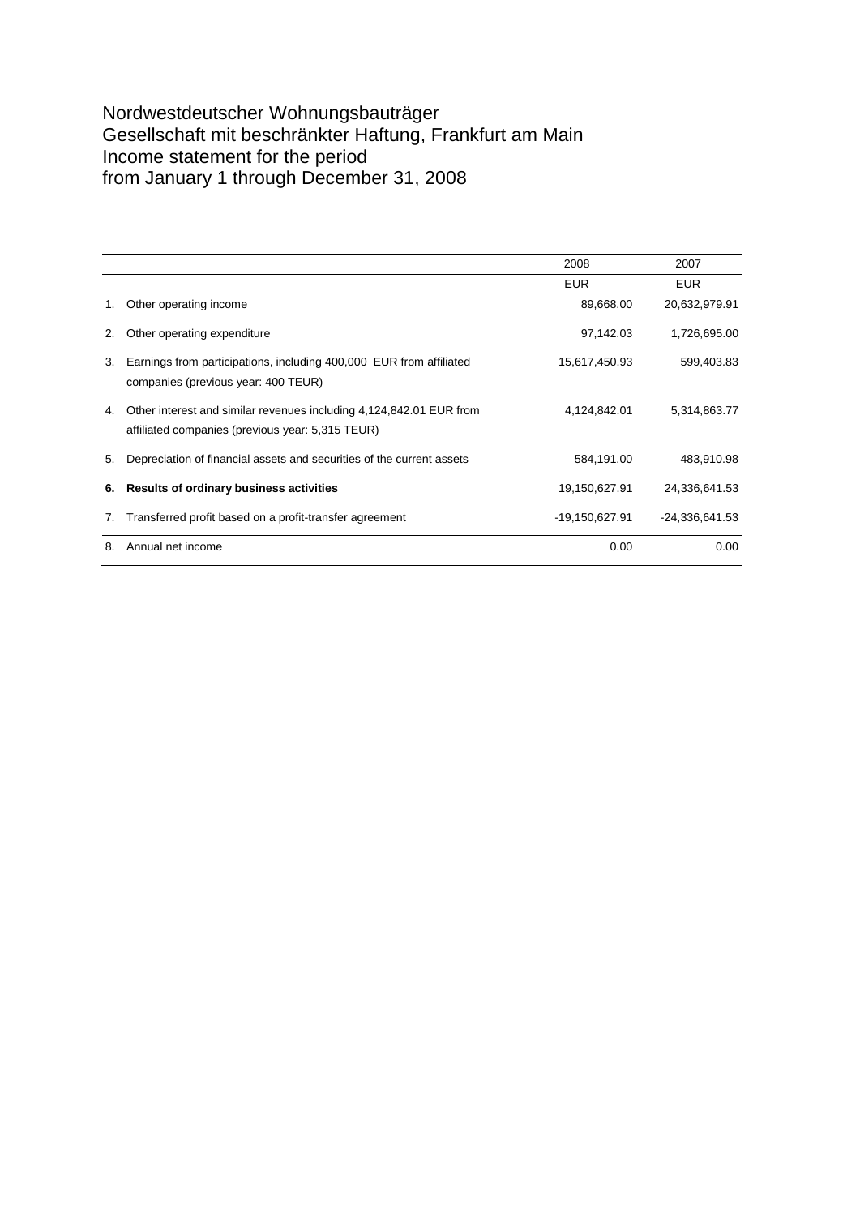# Nordwestdeutscher Wohnungsbauträger Gesellschaft mit beschränkter Haftung, Frankfurt am Main Income statement for the period from January 1 through December 31, 2008

| | | 2008 | 2007 |
|---|---|---|---|
| | | EUR | EUR |
| 1. | Other operating income | 89,668.00 | 20,632,979.91 |
| 2. | Other operating expenditure | 97,142.03 | 1,726,695.00 |
| 3. | Earnings from participations, including 400,000 EUR from affiliated companies (previous year: 400 TEUR) | 15,617,450.93 | 599,403.83 |
| 4. | Other interest and similar revenues including 4,124,842.01 EUR from affiliated companies (previous year: 5,315 TEUR) | 4,124,842.01 | 5,314,863.77 |
| 5. | Depreciation of financial assets and securities of the current assets | 584,191.00 | 483,910.98 |
| **6.** | **Results of ordinary business activities** | 19,150,627.91 | 24,336,641.53 |
| 7. | Transferred profit based on a profit-transfer agreement | -19,150,627.91 | -24,336,641.53 |
| 8. | Annual net income | 0.00 | 0.00 |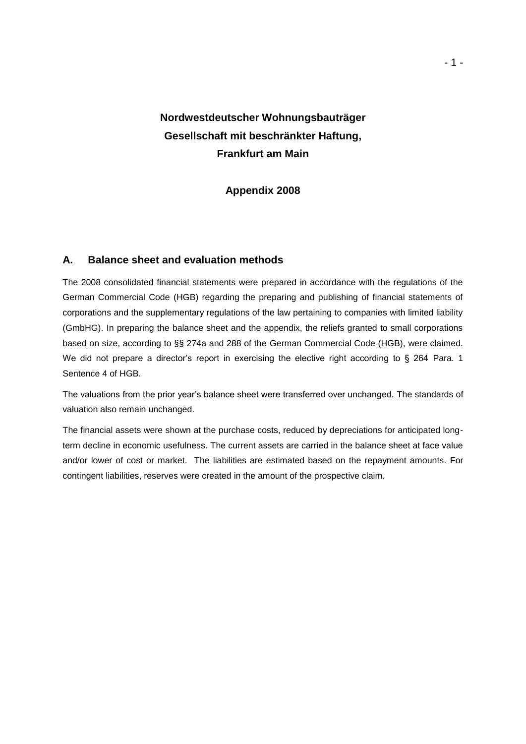# Nordwestdeutscher Wohnungsbauträger Gesellschaft mit beschränkter Haftung, Frankfurt am Main

## Appendix 2008

### A. Balance sheet and evaluation methods

The 2008 consolidated financial statements were prepared in accordance with the regulations of the German Commercial Code (HGB) regarding the preparing and publishing of financial statements of corporations and the supplementary regulations of the law pertaining to companies with limited liability (GmbHG). In preparing the balance sheet and the appendix, the reliefs granted to small corporations based on size, according to §§ 274a and 288 of the German Commercial Code (HGB), were claimed. We did not prepare a director's report in exercising the elective right according to § 264 Para. 1 Sentence 4 of HGB.

The valuations from the prior year's balance sheet were transferred over unchanged. The standards of valuation also remain unchanged.

The financial assets were shown at the purchase costs, reduced by depreciations for anticipated long-term decline in economic usefulness. The current assets are carried in the balance sheet at face value and/or lower of cost or market. The liabilities are estimated based on the repayment amounts. For contingent liabilities, reserves were created in the amount of the prospective claim.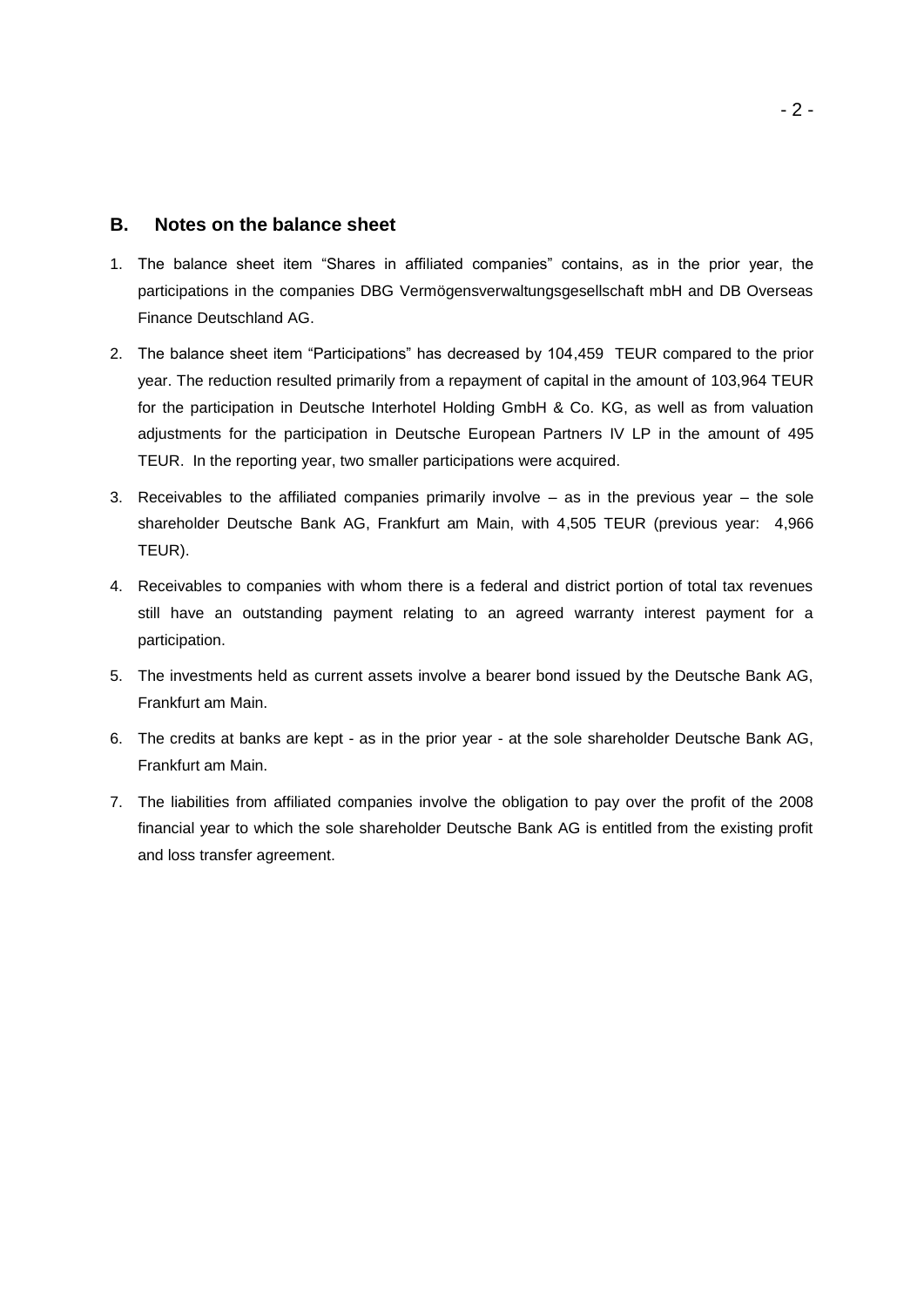## B. Notes on the balance sheet

1. The balance sheet item "Shares in affiliated companies" contains, as in the prior year, the participations in the companies DBG Vermögensverwaltungsgesellschaft mbH and DB Overseas Finance Deutschland AG.

2. The balance sheet item "Participations" has decreased by 104,459 TEUR compared to the prior year. The reduction resulted primarily from a repayment of capital in the amount of 103,964 TEUR for the participation in Deutsche Interhotel Holding GmbH & Co. KG, as well as from valuation adjustments for the participation in Deutsche European Partners IV LP in the amount of 495 TEUR. In the reporting year, two smaller participations were acquired.

3. Receivables to the affiliated companies primarily involve – as in the previous year – the sole shareholder Deutsche Bank AG, Frankfurt am Main, with 4,505 TEUR (previous year: 4,966 TEUR).

4. Receivables to companies with whom there is a federal and district portion of total tax revenues still have an outstanding payment relating to an agreed warranty interest payment for a participation.

5. The investments held as current assets involve a bearer bond issued by the Deutsche Bank AG, Frankfurt am Main.

6. The credits at banks are kept - as in the prior year - at the sole shareholder Deutsche Bank AG, Frankfurt am Main.

7. The liabilities from affiliated companies involve the obligation to pay over the profit of the 2008 financial year to which the sole shareholder Deutsche Bank AG is entitled from the existing profit and loss transfer agreement.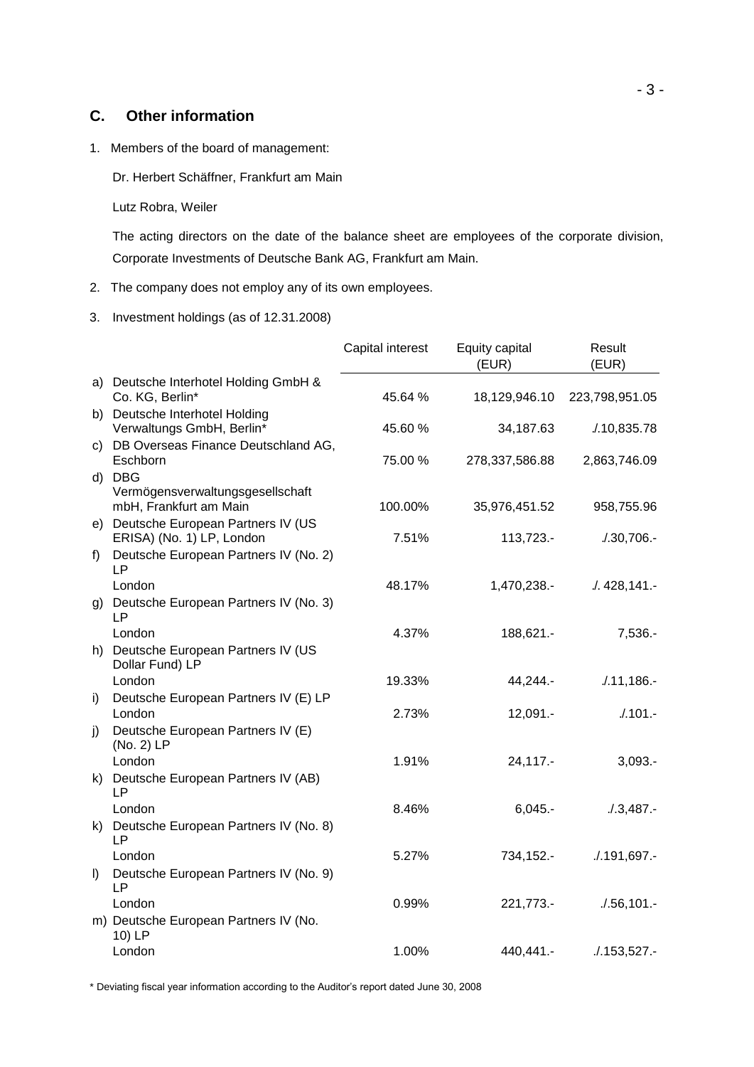## C. Other information

1. Members of the board of management:

   Dr. Herbert Schäffner, Frankfurt am Main

   Lutz Robra, Weiler

   The acting directors on the date of the balance sheet are employees of the corporate division, Corporate Investments of Deutsche Bank AG, Frankfurt am Main.

2. The company does not employ any of its own employees.

3. Investment holdings (as of 12.31.2008)

| | | Capital interest | Equity capital (EUR) | Result (EUR) |
|---|---|---|---|---|
| a) | Deutsche Interhotel Holding GmbH & Co. KG, Berlin* | 45.64 % | 18,129,946.10 | 223,798,951.05 |
| b) | Deutsche Interhotel Holding Verwaltungs GmbH, Berlin* | 45.60 % | 34,187.63 | ./.10,835.78 |
| c) | DB Overseas Finance Deutschland AG, Eschborn | 75.00 % | 278,337,586.88 | 2,863,746.09 |
| d) | DBG Vermögensverwaltungsgesellschaft mbH, Frankfurt am Main | 100.00% | 35,976,451.52 | 958,755.96 |
| e) | Deutsche European Partners IV (US ERISA) (No. 1) LP, London | 7.51% | 113,723.- | ./.30,706.- |
| f) | Deutsche European Partners IV (No. 2) LP London | 48.17% | 1,470,238.- | ./. 428,141.- |
| g) | Deutsche European Partners IV (No. 3) LP London | 4.37% | 188,621.- | 7,536.- |
| h) | Deutsche European Partners IV (US Dollar Fund) LP London | 19.33% | 44,244.- | ./.11,186.- |
| i) | Deutsche European Partners IV (E) LP London | 2.73% | 12,091.- | ./.101.- |
| j) | Deutsche European Partners IV (E) (No. 2) LP London | 1.91% | 24,117.- | 3,093.- |
| k) | Deutsche European Partners IV (AB) LP London | 8.46% | 6,045.- | ./.3,487.- |
| k) | Deutsche European Partners IV (No. 8) LP London | 5.27% | 734,152.- | ./.191,697.- |
| l) | Deutsche European Partners IV (No. 9) LP London | 0.99% | 221,773.- | ./.56,101.- |
| m) | Deutsche European Partners IV (No. 10) LP London | 1.00% | 440,441.- | ./.153,527.- |

\* Deviating fiscal year information according to the Auditor's report dated June 30, 2008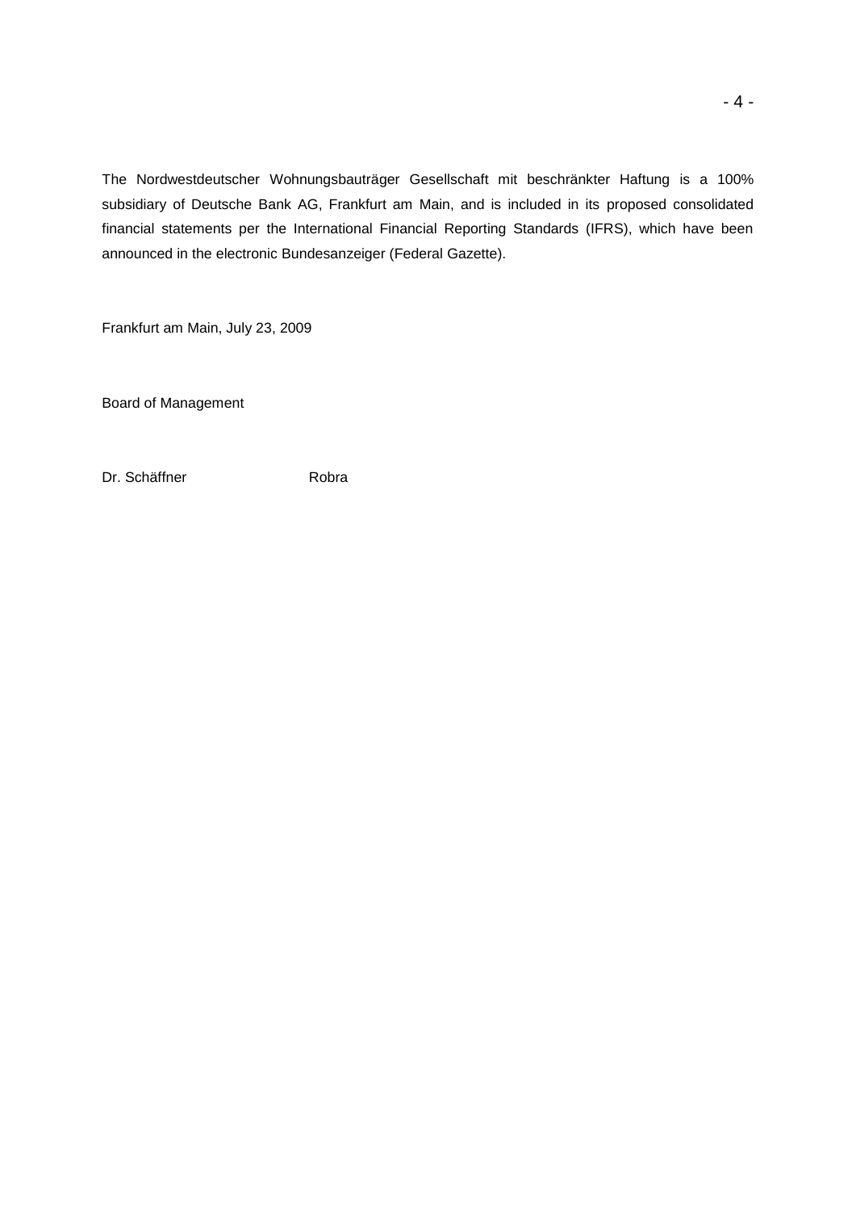The Nordwestdeutscher Wohnungsbauträger Gesellschaft mit beschränkter Haftung is a 100% subsidiary of Deutsche Bank AG, Frankfurt am Main, and is included in its proposed consolidated financial statements per the International Financial Reporting Standards (IFRS), which have been announced in the electronic Bundesanzeiger (Federal Gazette).

Frankfurt am Main, July 23, 2009

Board of Management

Dr. Schäffner Robra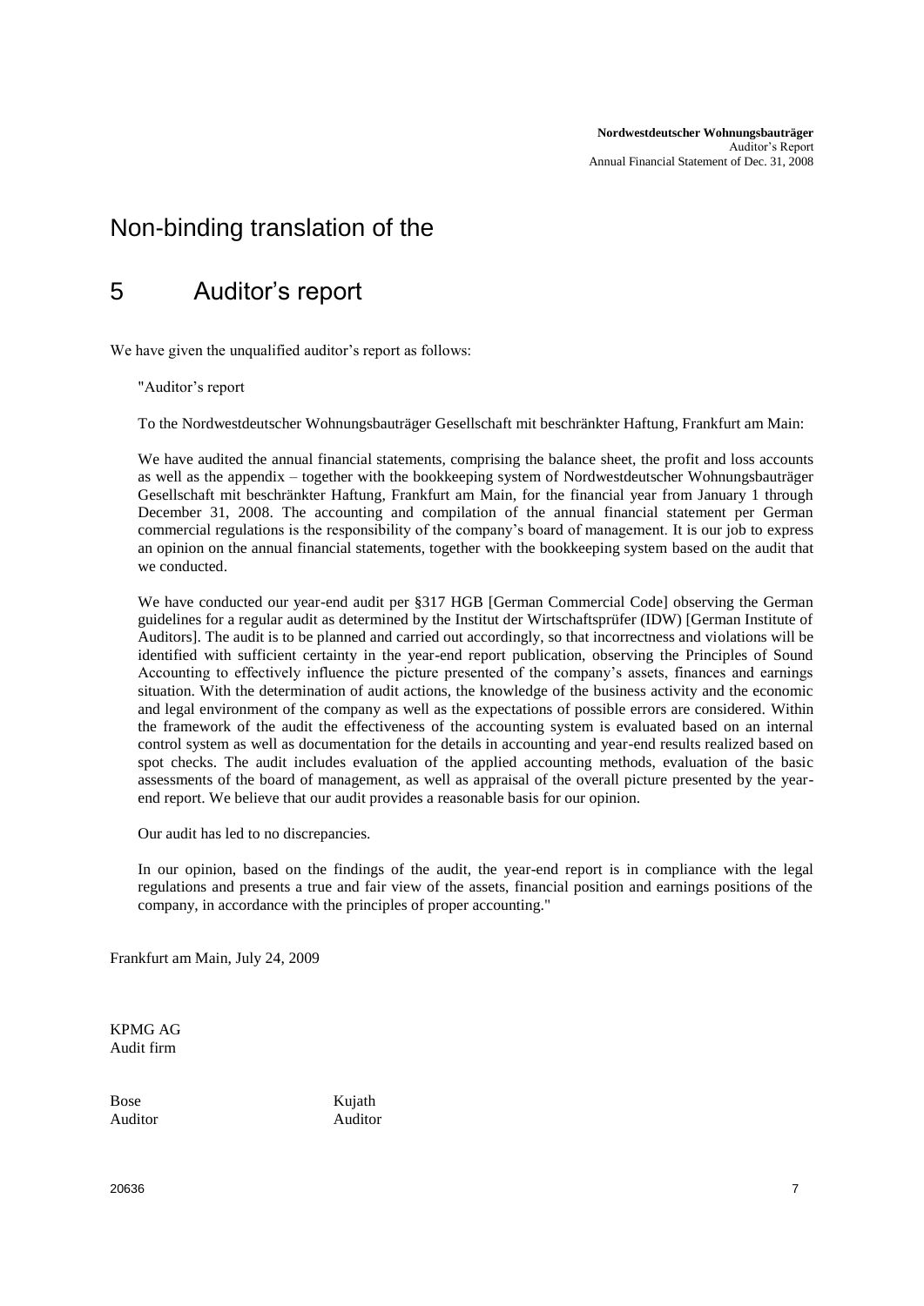Non-binding translation of the

# 5 Auditor's report

We have given the unqualified auditor's report as follows:

"Auditor's report

To the Nordwestdeutscher Wohnungsbauträger Gesellschaft mit beschränkter Haftung, Frankfurt am Main:

We have audited the annual financial statements, comprising the balance sheet, the profit and loss accounts as well as the appendix – together with the bookkeeping system of Nordwestdeutscher Wohnungsbauträger Gesellschaft mit beschränkter Haftung, Frankfurt am Main, for the financial year from January 1 through December 31, 2008. The accounting and compilation of the annual financial statement per German commercial regulations is the responsibility of the company's board of management. It is our job to express an opinion on the annual financial statements, together with the bookkeeping system based on the audit that we conducted.

We have conducted our year-end audit per §317 HGB [German Commercial Code] observing the German guidelines for a regular audit as determined by the Institut der Wirtschaftsprüfer (IDW) [German Institute of Auditors]. The audit is to be planned and carried out accordingly, so that incorrectness and violations will be identified with sufficient certainty in the year-end report publication, observing the Principles of Sound Accounting to effectively influence the picture presented of the company's assets, finances and earnings situation. With the determination of audit actions, the knowledge of the business activity and the economic and legal environment of the company as well as the expectations of possible errors are considered. Within the framework of the audit the effectiveness of the accounting system is evaluated based on an internal control system as well as documentation for the details in accounting and year-end results realized based on spot checks. The audit includes evaluation of the applied accounting methods, evaluation of the basic assessments of the board of management, as well as appraisal of the overall picture presented by the year-end report. We believe that our audit provides a reasonable basis for our opinion.

Our audit has led to no discrepancies.

In our opinion, based on the findings of the audit, the year-end report is in compliance with the legal regulations and presents a true and fair view of the assets, financial position and earnings positions of the company, in accordance with the principles of proper accounting."

Frankfurt am Main, July 24, 2009

KPMG AG
Audit firm

Bose
Auditor

Kujath
Auditor